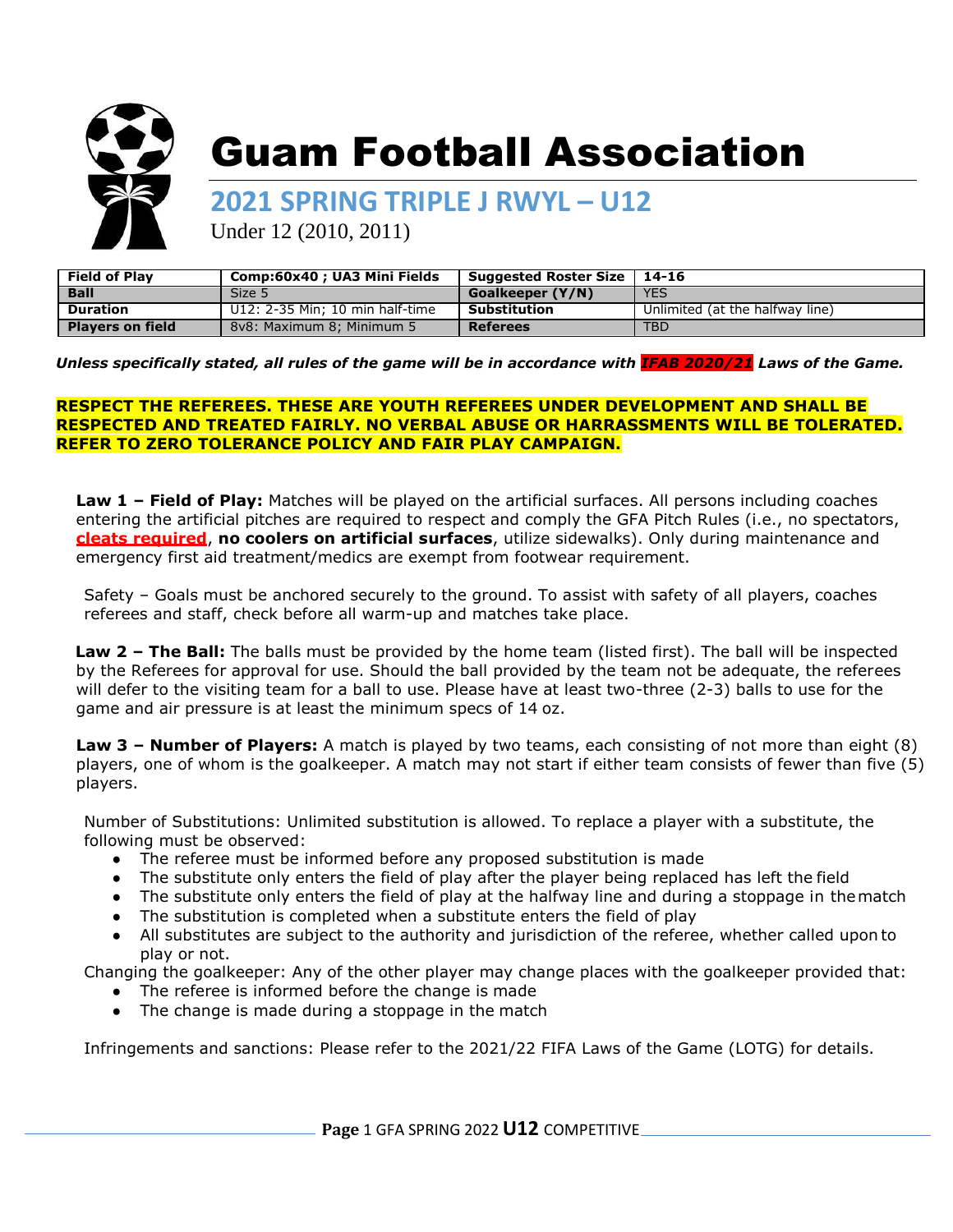# Guam Football Association

## 2021 SPRING TRIPLE J RWYL – U12

Under 12 (2010, 2011)

| Field of Play | Comp:60x40 ; UA3 Mini Fields | Suggested Roster Size | 14-16 |
|---|---|---|---|
| Ball | Size 5 | Goalkeeper (Y/N) | YES |
| Duration | U12: 2-35 Min; 10 min half-time | Substitution | Unlimited (at the halfway line) |
| Players on field | 8v8: Maximum 8; Minimum 5 | Referees | TBD |

***Unless specifically stated, all rules of the game will be in accordance with IFAB 2020/21 Laws of the Game.***

**RESPECT THE REFEREES. THESE ARE YOUTH REFEREES UNDER DEVELOPMENT AND SHALL BE RESPECTED AND TREATED FAIRLY. NO VERBAL ABUSE OR HARRASSMENTS WILL BE TOLERATED. REFER TO ZERO TOLERANCE POLICY AND FAIR PLAY CAMPAIGN.**

**Law 1 – Field of Play:** Matches will be played on the artificial surfaces. All persons including coaches entering the artificial pitches are required to respect and comply the GFA Pitch Rules (i.e., no spectators, **cleats required**, **no coolers on artificial surfaces**, utilize sidewalks). Only during maintenance and emergency first aid treatment/medics are exempt from footwear requirement.

Safety – Goals must be anchored securely to the ground. To assist with safety of all players, coaches referees and staff, check before all warm-up and matches take place.

**Law 2 – The Ball:** The balls must be provided by the home team (listed first). The ball will be inspected by the Referees for approval for use. Should the ball provided by the team not be adequate, the referees will defer to the visiting team for a ball to use. Please have at least two-three (2-3) balls to use for the game and air pressure is at least the minimum specs of 14 oz.

**Law 3 – Number of Players:** A match is played by two teams, each consisting of not more than eight (8) players, one of whom is the goalkeeper. A match may not start if either team consists of fewer than five (5) players.

Number of Substitutions: Unlimited substitution is allowed. To replace a player with a substitute, the following must be observed:

- The referee must be informed before any proposed substitution is made
- The substitute only enters the field of play after the player being replaced has left the field
- The substitute only enters the field of play at the halfway line and during a stoppage in the match
- The substitution is completed when a substitute enters the field of play
- All substitutes are subject to the authority and jurisdiction of the referee, whether called upon to play or not.

Changing the goalkeeper: Any of the other player may change places with the goalkeeper provided that:

- The referee is informed before the change is made
- The change is made during a stoppage in the match

Infringements and sanctions: Please refer to the 2021/22 FIFA Laws of the Game (LOTG) for details.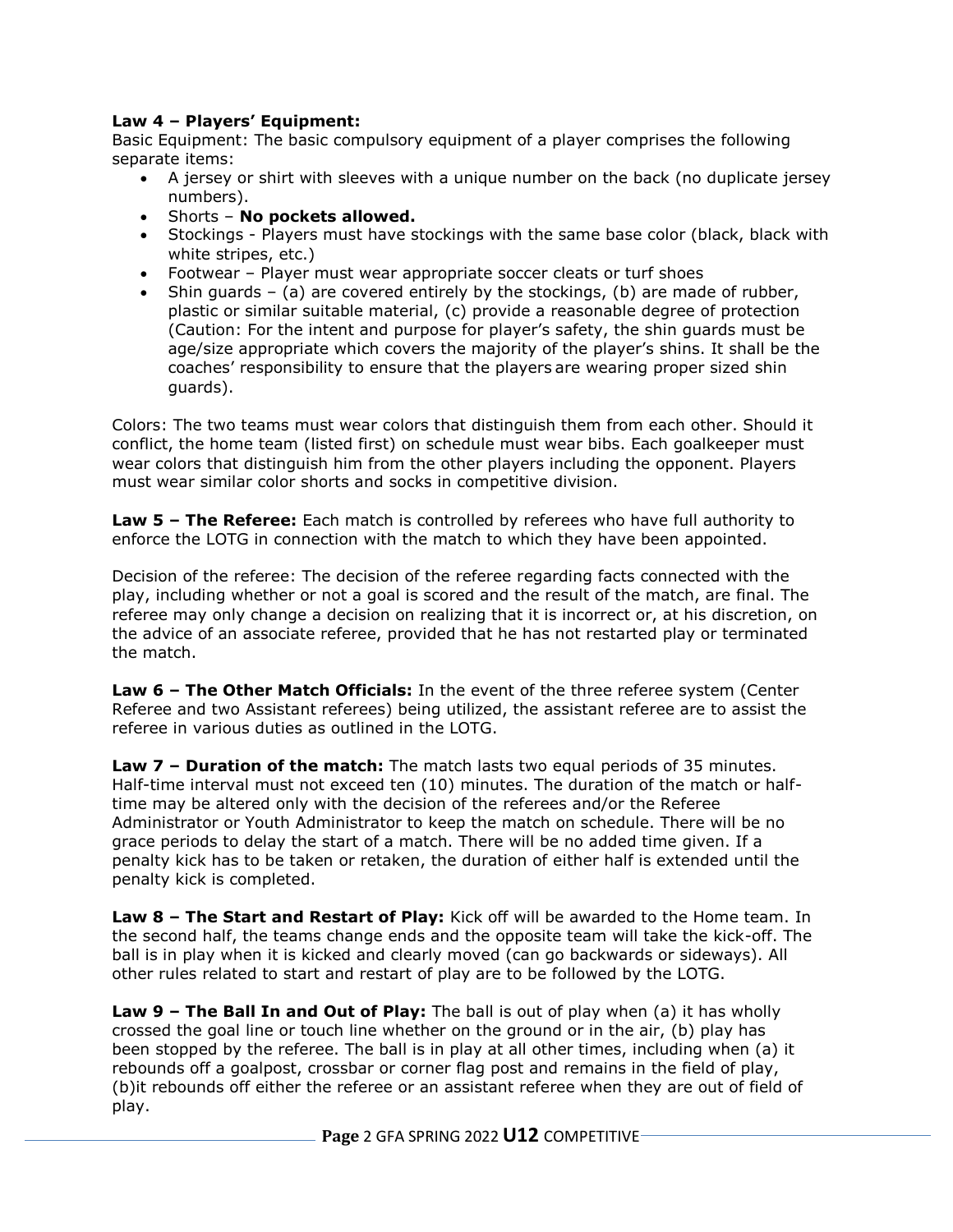**Law 4 – Players' Equipment:**

Basic Equipment: The basic compulsory equipment of a player comprises the following separate items:

- A jersey or shirt with sleeves with a unique number on the back (no duplicate jersey numbers).
- Shorts – **No pockets allowed.**
- Stockings - Players must have stockings with the same base color (black, black with white stripes, etc.)
- Footwear – Player must wear appropriate soccer cleats or turf shoes
- Shin guards – (a) are covered entirely by the stockings, (b) are made of rubber, plastic or similar suitable material, (c) provide a reasonable degree of protection (Caution: For the intent and purpose for player's safety, the shin guards must be age/size appropriate which covers the majority of the player's shins. It shall be the coaches' responsibility to ensure that the players are wearing proper sized shin guards).

Colors: The two teams must wear colors that distinguish them from each other. Should it conflict, the home team (listed first) on schedule must wear bibs. Each goalkeeper must wear colors that distinguish him from the other players including the opponent. Players must wear similar color shorts and socks in competitive division.

**Law 5 – The Referee:** Each match is controlled by referees who have full authority to enforce the LOTG in connection with the match to which they have been appointed.

Decision of the referee: The decision of the referee regarding facts connected with the play, including whether or not a goal is scored and the result of the match, are final. The referee may only change a decision on realizing that it is incorrect or, at his discretion, on the advice of an associate referee, provided that he has not restarted play or terminated the match.

**Law 6 – The Other Match Officials:** In the event of the three referee system (Center Referee and two Assistant referees) being utilized, the assistant referee are to assist the referee in various duties as outlined in the LOTG.

**Law 7 – Duration of the match:** The match lasts two equal periods of 35 minutes. Half-time interval must not exceed ten (10) minutes. The duration of the match or half-time may be altered only with the decision of the referees and/or the Referee Administrator or Youth Administrator to keep the match on schedule. There will be no grace periods to delay the start of a match. There will be no added time given. If a penalty kick has to be taken or retaken, the duration of either half is extended until the penalty kick is completed.

**Law 8 – The Start and Restart of Play:** Kick off will be awarded to the Home team. In the second half, the teams change ends and the opposite team will take the kick-off. The ball is in play when it is kicked and clearly moved (can go backwards or sideways). All other rules related to start and restart of play are to be followed by the LOTG.

**Law 9 – The Ball In and Out of Play:** The ball is out of play when (a) it has wholly crossed the goal line or touch line whether on the ground or in the air, (b) play has been stopped by the referee. The ball is in play at all other times, including when (a) it rebounds off a goalpost, crossbar or corner flag post and remains in the field of play, (b)it rebounds off either the referee or an assistant referee when they are out of field of play.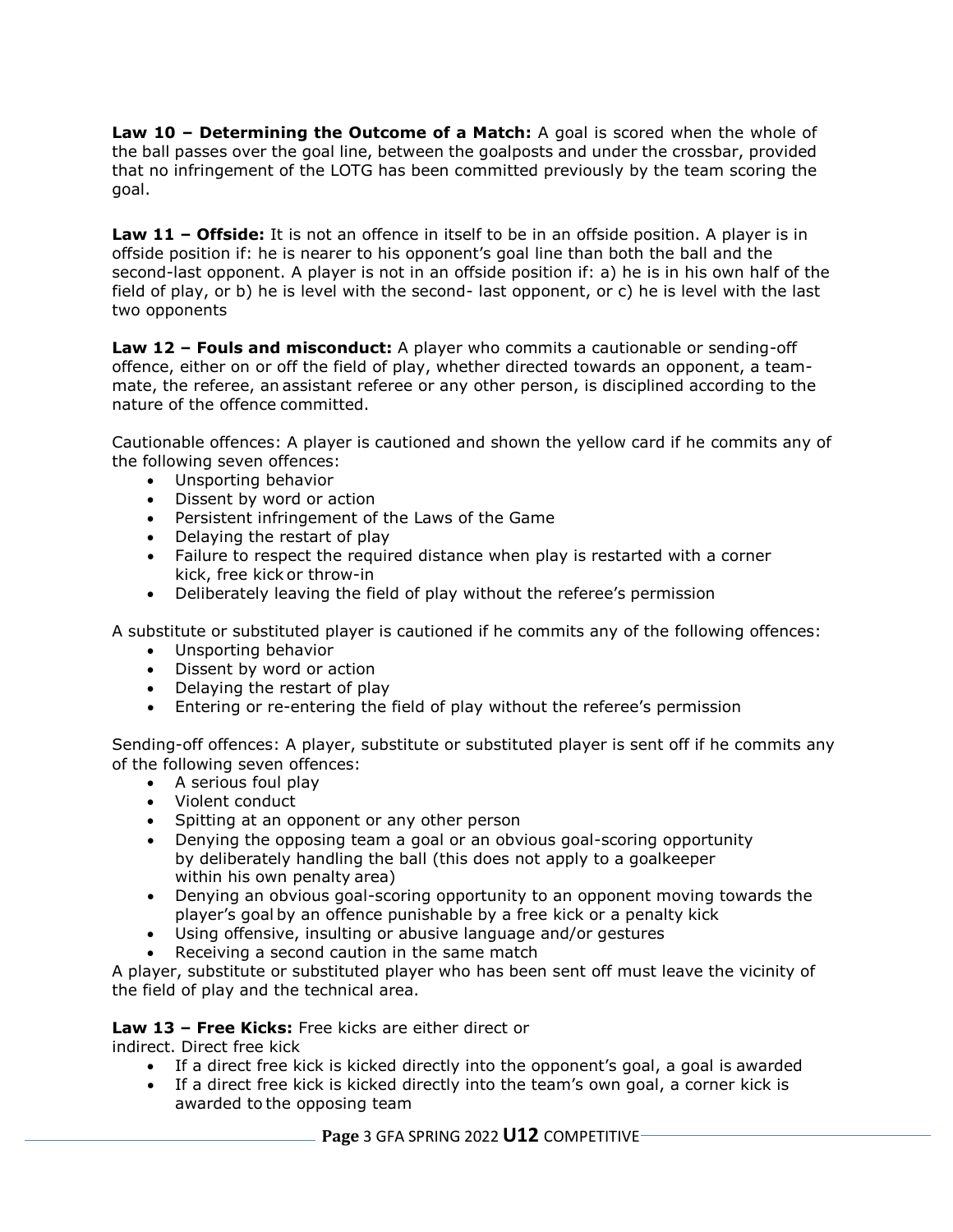**Law 10 – Determining the Outcome of a Match:** A goal is scored when the whole of the ball passes over the goal line, between the goalposts and under the crossbar, provided that no infringement of the LOTG has been committed previously by the team scoring the goal.

**Law 11 – Offside:** It is not an offence in itself to be in an offside position. A player is in offside position if: he is nearer to his opponent's goal line than both the ball and the second-last opponent. A player is not in an offside position if: a) he is in his own half of the field of play, or b) he is level with the second- last opponent, or c) he is level with the last two opponents

**Law 12 – Fouls and misconduct:** A player who commits a cautionable or sending-off offence, either on or off the field of play, whether directed towards an opponent, a team-mate, the referee, an assistant referee or any other person, is disciplined according to the nature of the offence committed.

Cautionable offences: A player is cautioned and shown the yellow card if he commits any of the following seven offences:

- Unsporting behavior
- Dissent by word or action
- Persistent infringement of the Laws of the Game
- Delaying the restart of play
- Failure to respect the required distance when play is restarted with a corner kick, free kick or throw-in
- Deliberately leaving the field of play without the referee's permission

A substitute or substituted player is cautioned if he commits any of the following offences:

- Unsporting behavior
- Dissent by word or action
- Delaying the restart of play
- Entering or re-entering the field of play without the referee's permission

Sending-off offences: A player, substitute or substituted player is sent off if he commits any of the following seven offences:

- A serious foul play
- Violent conduct
- Spitting at an opponent or any other person
- Denying the opposing team a goal or an obvious goal-scoring opportunity by deliberately handling the ball (this does not apply to a goalkeeper within his own penalty area)
- Denying an obvious goal-scoring opportunity to an opponent moving towards the player's goal by an offence punishable by a free kick or a penalty kick
- Using offensive, insulting or abusive language and/or gestures
- Receiving a second caution in the same match

A player, substitute or substituted player who has been sent off must leave the vicinity of the field of play and the technical area.

**Law 13 – Free Kicks:** Free kicks are either direct or indirect. Direct free kick

- If a direct free kick is kicked directly into the opponent's goal, a goal is awarded
- If a direct free kick is kicked directly into the team's own goal, a corner kick is awarded to the opposing team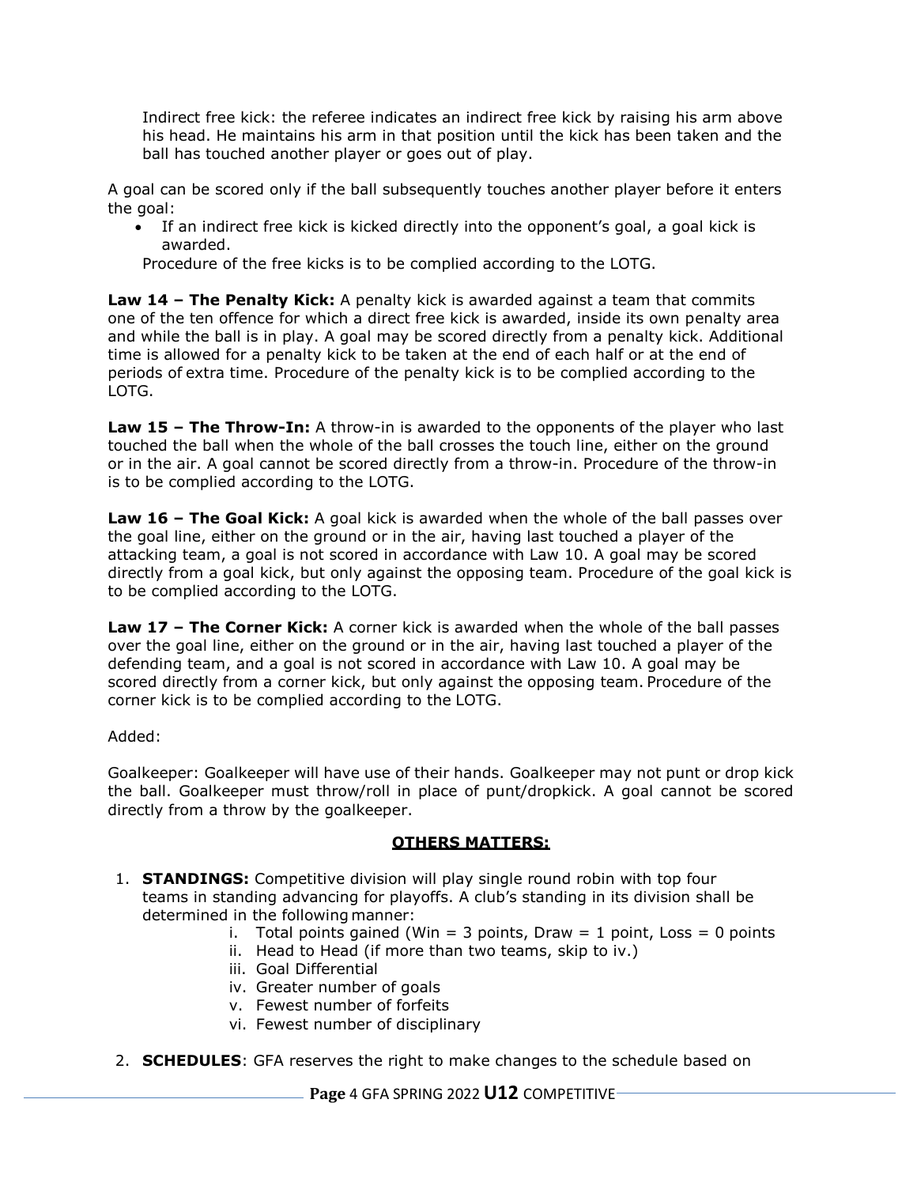Indirect free kick: the referee indicates an indirect free kick by raising his arm above his head. He maintains his arm in that position until the kick has been taken and the ball has touched another player or goes out of play.

A goal can be scored only if the ball subsequently touches another player before it enters the goal:

- If an indirect free kick is kicked directly into the opponent's goal, a goal kick is awarded.

Procedure of the free kicks is to be complied according to the LOTG.

**Law 14 – The Penalty Kick:** A penalty kick is awarded against a team that commits one of the ten offence for which a direct free kick is awarded, inside its own penalty area and while the ball is in play. A goal may be scored directly from a penalty kick. Additional time is allowed for a penalty kick to be taken at the end of each half or at the end of periods of extra time. Procedure of the penalty kick is to be complied according to the LOTG.

**Law 15 – The Throw-In:** A throw-in is awarded to the opponents of the player who last touched the ball when the whole of the ball crosses the touch line, either on the ground or in the air. A goal cannot be scored directly from a throw-in. Procedure of the throw-in is to be complied according to the LOTG.

**Law 16 – The Goal Kick:** A goal kick is awarded when the whole of the ball passes over the goal line, either on the ground or in the air, having last touched a player of the attacking team, a goal is not scored in accordance with Law 10. A goal may be scored directly from a goal kick, but only against the opposing team. Procedure of the goal kick is to be complied according to the LOTG.

**Law 17 – The Corner Kick:** A corner kick is awarded when the whole of the ball passes over the goal line, either on the ground or in the air, having last touched a player of the defending team, and a goal is not scored in accordance with Law 10. A goal may be scored directly from a corner kick, but only against the opposing team. Procedure of the corner kick is to be complied according to the LOTG.

Added:

Goalkeeper: Goalkeeper will have use of their hands. Goalkeeper may not punt or drop kick the ball. Goalkeeper must throw/roll in place of punt/dropkick. A goal cannot be scored directly from a throw by the goalkeeper.

## OTHERS MATTERS:

1. **STANDINGS:** Competitive division will play single round robin with top four teams in standing advancing for playoffs. A club's standing in its division shall be determined in the following manner:
    i. Total points gained (Win = 3 points, Draw = 1 point, Loss = 0 points
    ii. Head to Head (if more than two teams, skip to iv.)
    iii. Goal Differential
    iv. Greater number of goals
    v. Fewest number of forfeits
    vi. Fewest number of disciplinary
2. **SCHEDULES**: GFA reserves the right to make changes to the schedule based on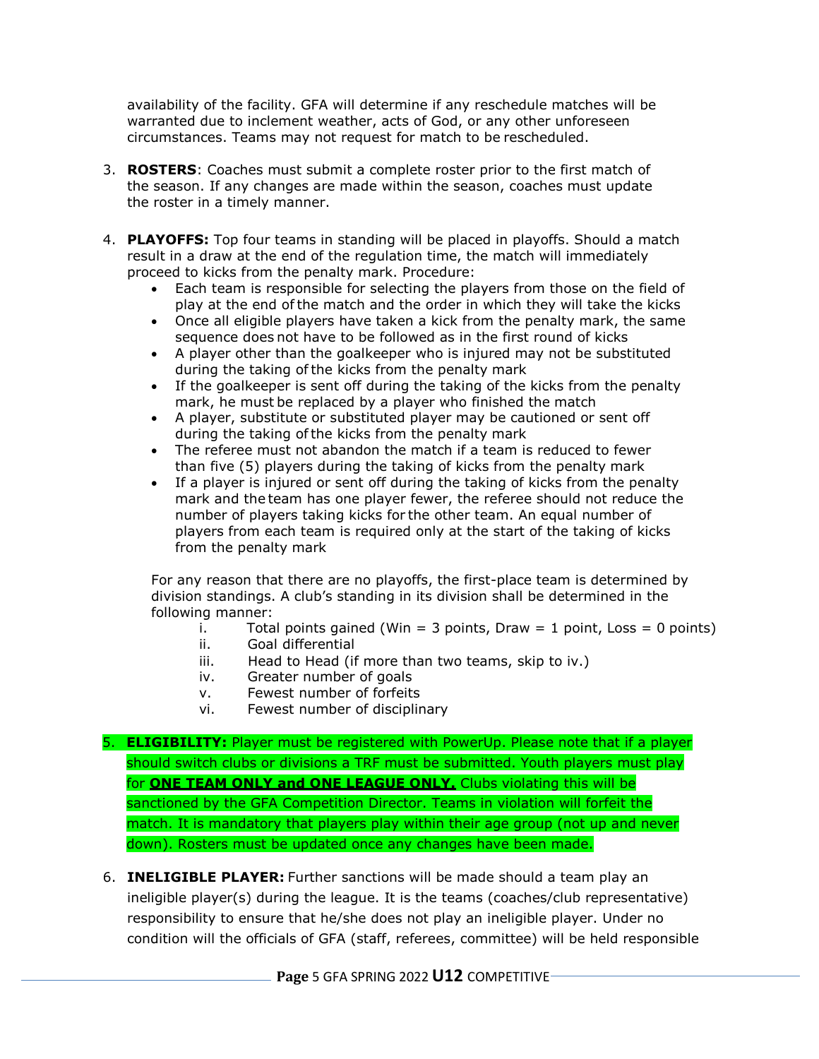availability of the facility. GFA will determine if any reschedule matches will be warranted due to inclement weather, acts of God, or any other unforeseen circumstances. Teams may not request for match to be rescheduled.

3. **ROSTERS**: Coaches must submit a complete roster prior to the first match of the season. If any changes are made within the season, coaches must update the roster in a timely manner.

4. **PLAYOFFS:** Top four teams in standing will be placed in playoffs. Should a match result in a draw at the end of the regulation time, the match will immediately proceed to kicks from the penalty mark. Procedure:
   - Each team is responsible for selecting the players from those on the field of play at the end of the match and the order in which they will take the kicks
   - Once all eligible players have taken a kick from the penalty mark, the same sequence does not have to be followed as in the first round of kicks
   - A player other than the goalkeeper who is injured may not be substituted during the taking of the kicks from the penalty mark
   - If the goalkeeper is sent off during the taking of the kicks from the penalty mark, he must be replaced by a player who finished the match
   - A player, substitute or substituted player may be cautioned or sent off during the taking of the kicks from the penalty mark
   - The referee must not abandon the match if a team is reduced to fewer than five (5) players during the taking of kicks from the penalty mark
   - If a player is injured or sent off during the taking of kicks from the penalty mark and the team has one player fewer, the referee should not reduce the number of players taking kicks for the other team. An equal number of players from each team is required only at the start of the taking of kicks from the penalty mark

   For any reason that there are no playoffs, the first-place team is determined by division standings. A club's standing in its division shall be determined in the following manner:

      i. Total points gained (Win = 3 points, Draw = 1 point, Loss = 0 points)
      ii. Goal differential
      iii. Head to Head (if more than two teams, skip to iv.)
      iv. Greater number of goals
      v. Fewest number of forfeits
      vi. Fewest number of disciplinary

5. **ELIGIBILITY:** Player must be registered with PowerUp. Please note that if a player should switch clubs or divisions a TRF must be submitted. Youth players must play for **<u>ONE TEAM ONLY and ONE LEAGUE ONLY.</u>** Clubs violating this will be sanctioned by the GFA Competition Director. Teams in violation will forfeit the match. It is mandatory that players play within their age group (not up and never down). Rosters must be updated once any changes have been made.

6. **INELIGIBLE PLAYER:** Further sanctions will be made should a team play an ineligible player(s) during the league. It is the teams (coaches/club representative) responsibility to ensure that he/she does not play an ineligible player. Under no condition will the officials of GFA (staff, referees, committee) will be held responsible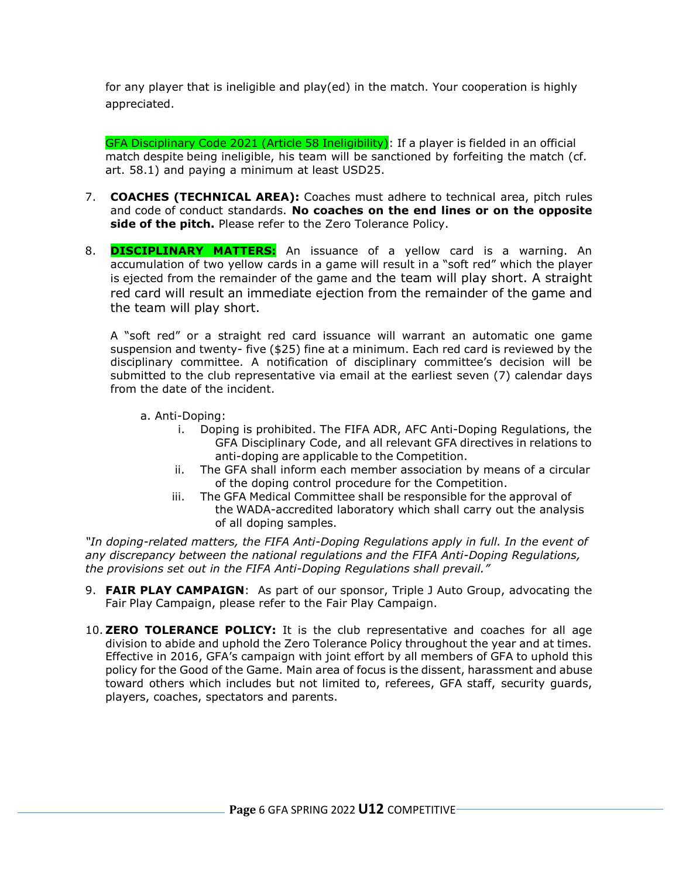for any player that is ineligible and play(ed) in the match. Your cooperation is highly appreciated.

GFA Disciplinary Code 2021 (Article 58 Ineligibility): If a player is fielded in an official match despite being ineligible, his team will be sanctioned by forfeiting the match (cf. art. 58.1) and paying a minimum at least USD25.

7. **COACHES (TECHNICAL AREA):** Coaches must adhere to technical area, pitch rules and code of conduct standards. **No coaches on the end lines or on the opposite side of the pitch.** Please refer to the Zero Tolerance Policy.

8. **DISCIPLINARY MATTERS:** An issuance of a yellow card is a warning. An accumulation of two yellow cards in a game will result in a "soft red" which the player is ejected from the remainder of the game and the team will play short. A straight red card will result an immediate ejection from the remainder of the game and the team will play short.

   A "soft red" or a straight red card issuance will warrant an automatic one game suspension and twenty- five ($25) fine at a minimum. Each red card is reviewed by the disciplinary committee. A notification of disciplinary committee's decision will be submitted to the club representative via email at the earliest seven (7) calendar days from the date of the incident.

   a. Anti-Doping:
      i. Doping is prohibited. The FIFA ADR, AFC Anti-Doping Regulations, the GFA Disciplinary Code, and all relevant GFA directives in relations to anti-doping are applicable to the Competition.
      ii. The GFA shall inform each member association by means of a circular of the doping control procedure for the Competition.
      iii. The GFA Medical Committee shall be responsible for the approval of the WADA-accredited laboratory which shall carry out the analysis of all doping samples.

*"In doping-related matters, the FIFA Anti-Doping Regulations apply in full. In the event of any discrepancy between the national regulations and the FIFA Anti-Doping Regulations, the provisions set out in the FIFA Anti-Doping Regulations shall prevail."*

9. **FAIR PLAY CAMPAIGN**: As part of our sponsor, Triple J Auto Group, advocating the Fair Play Campaign, please refer to the Fair Play Campaign.

10. **ZERO TOLERANCE POLICY:** It is the club representative and coaches for all age division to abide and uphold the Zero Tolerance Policy throughout the year and at times. Effective in 2016, GFA's campaign with joint effort by all members of GFA to uphold this policy for the Good of the Game. Main area of focus is the dissent, harassment and abuse toward others which includes but not limited to, referees, GFA staff, security guards, players, coaches, spectators and parents.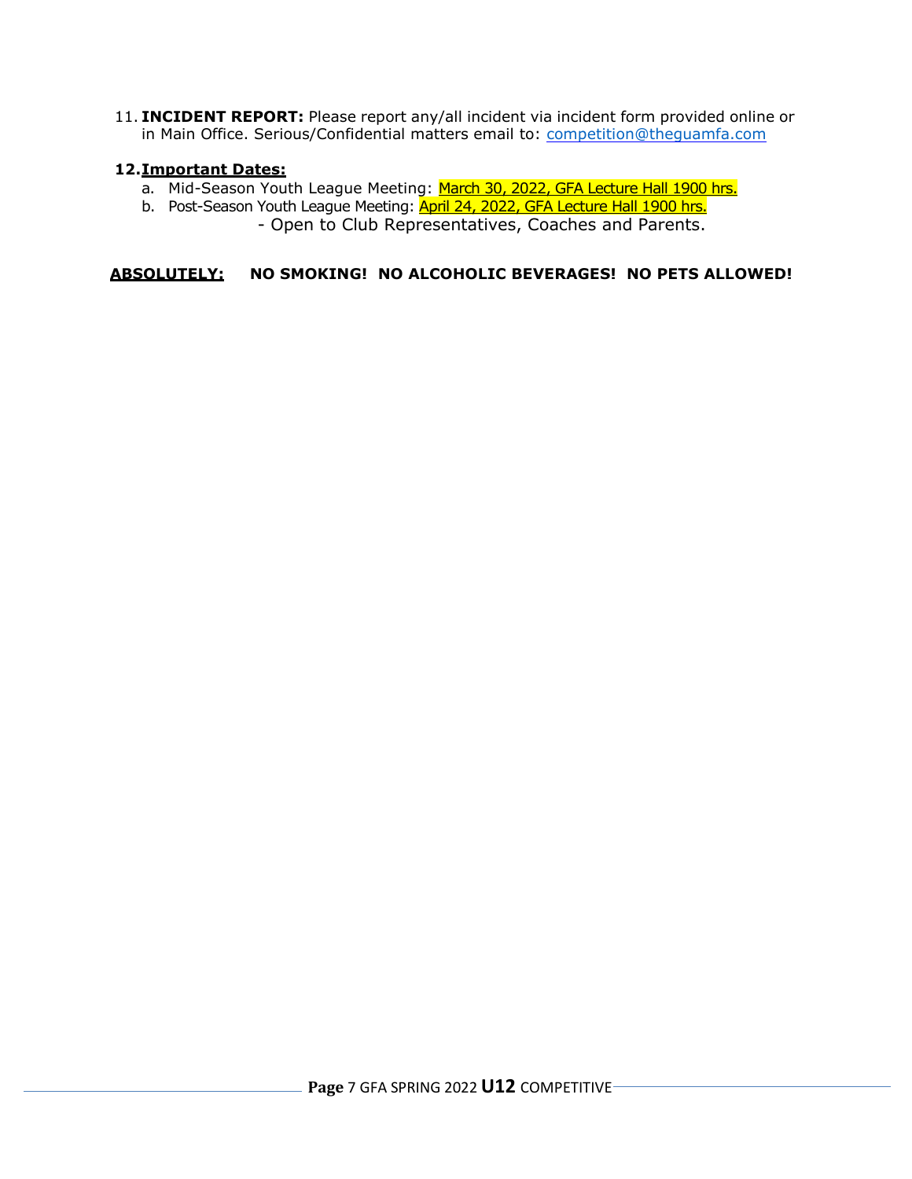11. **INCIDENT REPORT:** Please report any/all incident via incident form provided online or in Main Office. Serious/Confidential matters email to: competition@theguamfa.com

12. **Important Dates:**
    a. Mid-Season Youth League Meeting: March 30, 2022, GFA Lecture Hall 1900 hrs.
    b. Post-Season Youth League Meeting: April 24, 2022, GFA Lecture Hall 1900 hrs.
    - Open to Club Representatives, Coaches and Parents.

**ABSOLUTELY:** **NO SMOKING! NO ALCOHOLIC BEVERAGES! NO PETS ALLOWED!**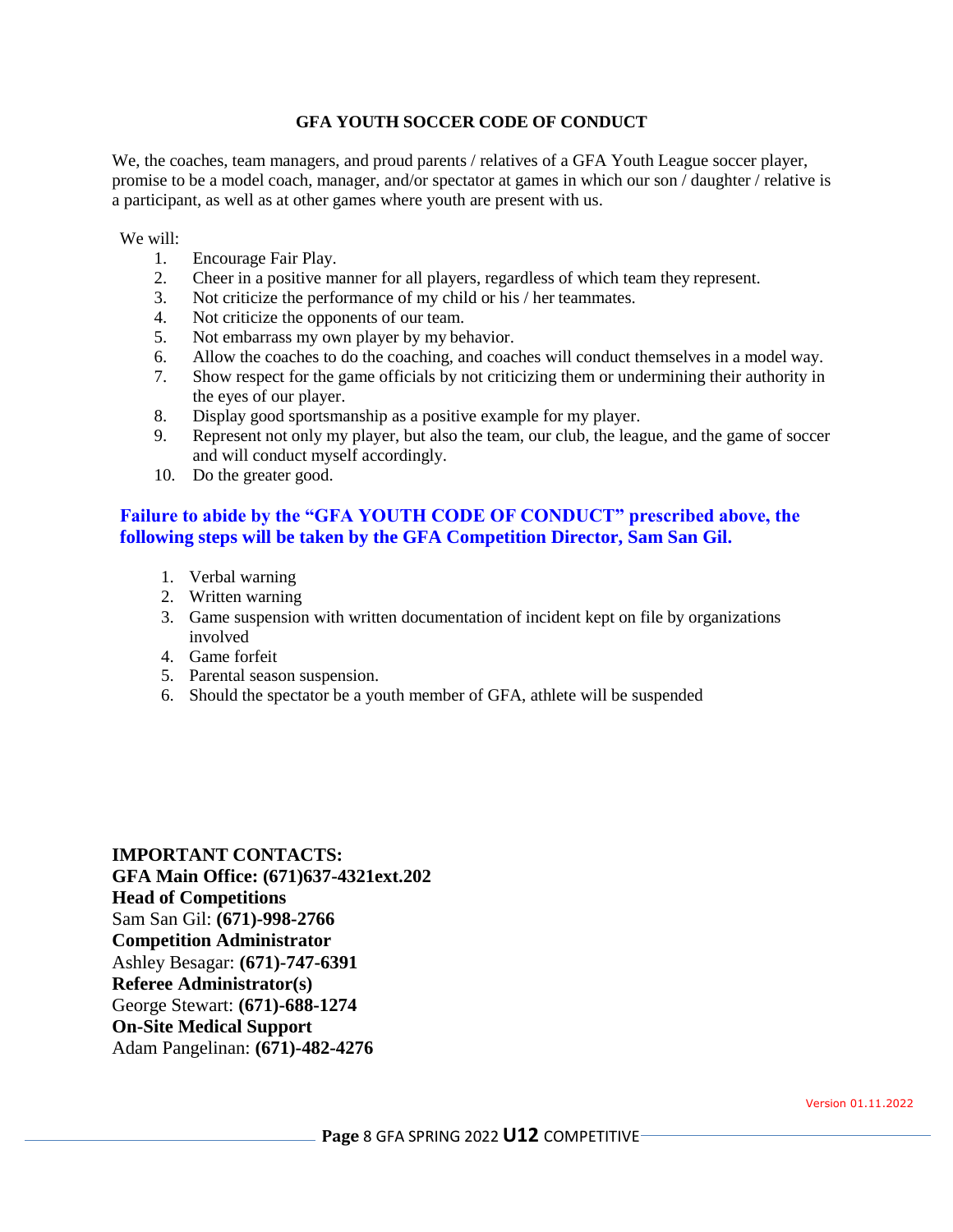## GFA YOUTH SOCCER CODE OF CONDUCT

We, the coaches, team managers, and proud parents / relatives of a GFA Youth League soccer player, promise to be a model coach, manager, and/or spectator at games in which our son / daughter / relative is a participant, as well as at other games where youth are present with us.

We will:

1. Encourage Fair Play.
2. Cheer in a positive manner for all players, regardless of which team they represent.
3. Not criticize the performance of my child or his / her teammates.
4. Not criticize the opponents of our team.
5. Not embarrass my own player by my behavior.
6. Allow the coaches to do the coaching, and coaches will conduct themselves in a model way.
7. Show respect for the game officials by not criticizing them or undermining their authority in the eyes of our player.
8. Display good sportsmanship as a positive example for my player.
9. Represent not only my player, but also the team, our club, the league, and the game of soccer and will conduct myself accordingly.
10. Do the greater good.

**Failure to abide by the "GFA YOUTH CODE OF CONDUCT" prescribed above, the following steps will be taken by the GFA Competition Director, Sam San Gil.**

1. Verbal warning
2. Written warning
3. Game suspension with written documentation of incident kept on file by organizations involved
4. Game forfeit
5. Parental season suspension.
6. Should the spectator be a youth member of GFA, athlete will be suspended

**IMPORTANT CONTACTS:**
**GFA Main Office: (671)637-4321ext.202**
**Head of Competitions**
Sam San Gil: **(671)-998-2766**
**Competition Administrator**
Ashley Besagar: **(671)-747-6391**
**Referee Administrator(s)**
George Stewart: **(671)-688-1274**
**On-Site Medical Support**
Adam Pangelinan: **(671)-482-4276**

Version 01.11.2022